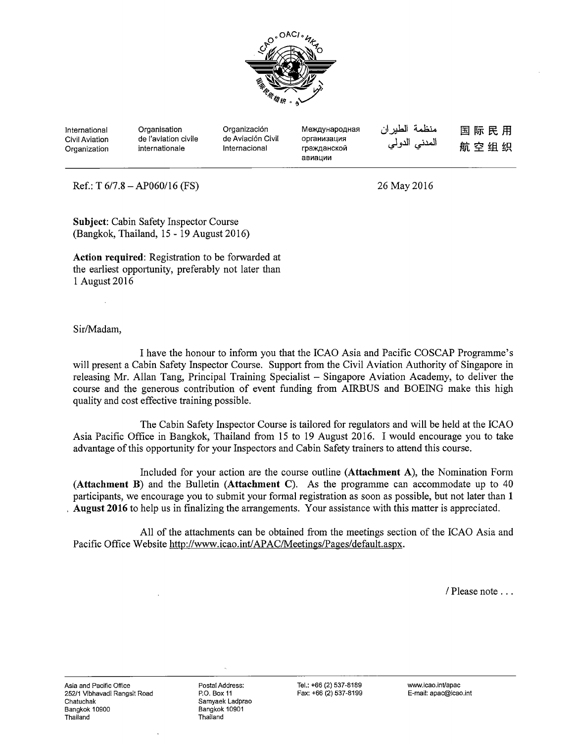International Civil Aviation Organization | Organisation de l'aviation civile internationale | Organización de Aviación Civil Internacional | Международная организация гражданской авиации | منظمة الطيران المدني الدولي | 国际民用航空组织

Ref.: T 6/7.8 – AP060/16 (FS)

26 May 2016

**Subject**: Cabin Safety Inspector Course (Bangkok, Thailand, 15 - 19 August 2016)

**Action required**: Registration to be forwarded at the earliest opportunity, preferably not later than 1 August 2016

Sir/Madam,

I have the honour to inform you that the ICAO Asia and Pacific COSCAP Programme's will present a Cabin Safety Inspector Course. Support from the Civil Aviation Authority of Singapore in releasing Mr. Allan Tang, Principal Training Specialist – Singapore Aviation Academy, to deliver the course and the generous contribution of event funding from AIRBUS and BOEING make this high quality and cost effective training possible.

The Cabin Safety Inspector Course is tailored for regulators and will be held at the ICAO Asia Pacific Office in Bangkok, Thailand from 15 to 19 August 2016. I would encourage you to take advantage of this opportunity for your Inspectors and Cabin Safety trainers to attend this course.

Included for your action are the course outline (**Attachment A**), the Nomination Form (**Attachment B**) and the Bulletin (**Attachment C**). As the programme can accommodate up to 40 participants, we encourage you to submit your formal registration as soon as possible, but not later than **1 August 2016** to help us in finalizing the arrangements. Your assistance with this matter is appreciated.

All of the attachments can be obtained from the meetings section of the ICAO Asia and Pacific Office Website http://www.icao.int/APAC/Meetings/Pages/default.aspx.

/ Please note . . .

Asia and Pacific Office
252/1 Vibhavadi Rangsit Road
Chatuchak
Bangkok 10900
Thailand

Postal Address:
P.O. Box 11
Samyaek Ladprao
Bangkok 10901
Thailand

Tel.: +66 (2) 537-8189
Fax: +66 (2) 537-8199

www.icao.int/apac
E-mail: apac@icao.int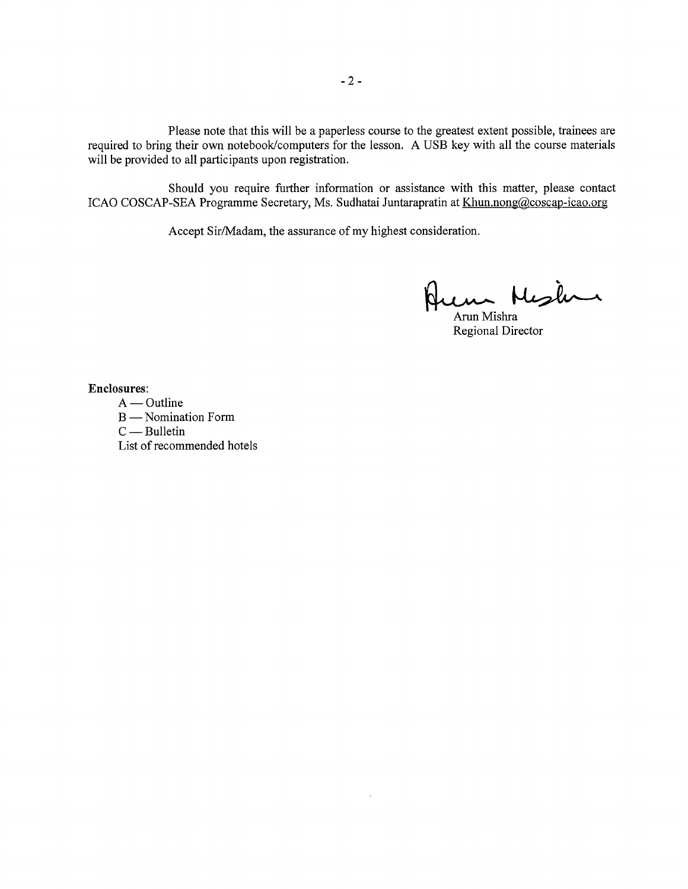Please note that this will be a paperless course to the greatest extent possible, trainees are required to bring their own notebook/computers for the lesson. A USB key with all the course materials will be provided to all participants upon registration.

Should you require further information or assistance with this matter, please contact ICAO COSCAP-SEA Programme Secretary, Ms. Sudhatai Juntarapratin at Khun.nong@coscap-icao.org

Accept Sir/Madam, the assurance of my highest consideration.

Arun Mishra
Regional Director

**Enclosures**:

A — Outline
B — Nomination Form
C — Bulletin
List of recommended hotels